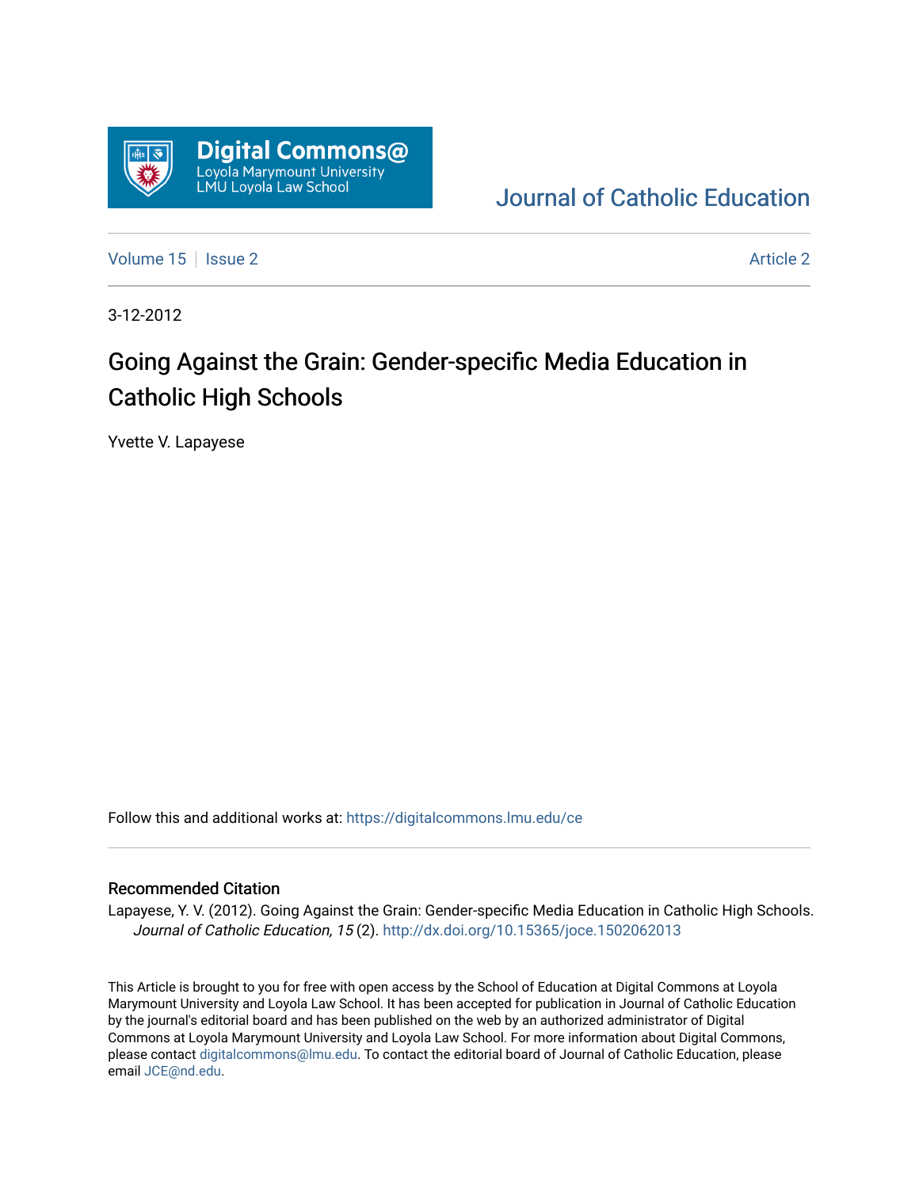Digital Commons@
Loyola Marymount University
LMU Loyola Law School

Journal of Catholic Education

Volume 15 | Issue 2 | Article 2

3-12-2012

# Going Against the Grain: Gender-specific Media Education in Catholic High Schools

Yvette V. Lapayese

Follow this and additional works at: https://digitalcommons.lmu.edu/ce

## Recommended Citation

Lapayese, Y. V. (2012). Going Against the Grain: Gender-specific Media Education in Catholic High Schools. *Journal of Catholic Education, 15* (2). http://dx.doi.org/10.15365/joce.1502062013

This Article is brought to you for free with open access by the School of Education at Digital Commons at Loyola Marymount University and Loyola Law School. It has been accepted for publication in Journal of Catholic Education by the journal's editorial board and has been published on the web by an authorized administrator of Digital Commons at Loyola Marymount University and Loyola Law School. For more information about Digital Commons, please contact digitalcommons@lmu.edu. To contact the editorial board of Journal of Catholic Education, please email JCE@nd.edu.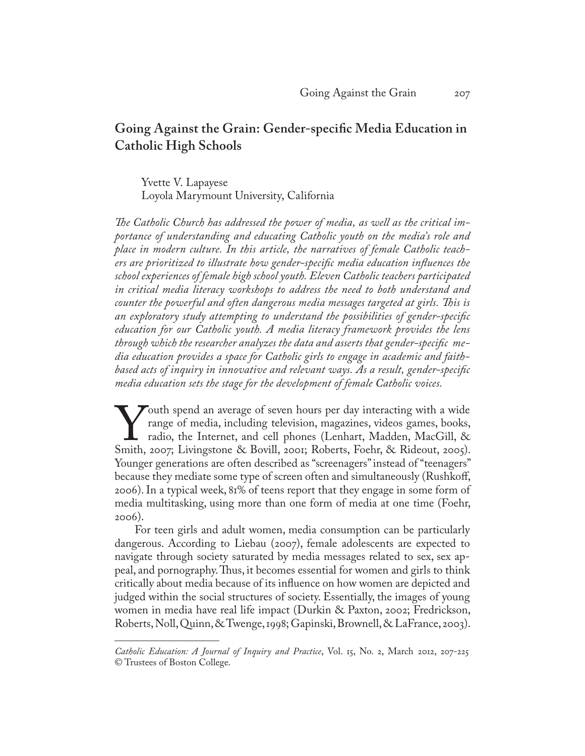## Going Against the Grain: Gender-specific Media Education in Catholic High Schools

Yvette V. Lapayese
Loyola Marymount University, California

*The Catholic Church has addressed the power of media, as well as the critical importance of understanding and educating Catholic youth on the media's role and place in modern culture. In this article, the narratives of female Catholic teachers are prioritized to illustrate how gender-specific media education influences the school experiences of female high school youth. Eleven Catholic teachers participated in critical media literacy workshops to address the need to both understand and counter the powerful and often dangerous media messages targeted at girls. This is an exploratory study attempting to understand the possibilities of gender-specific education for our Catholic youth. A media literacy framework provides the lens through which the researcher analyzes the data and asserts that gender-specific media education provides a space for Catholic girls to engage in academic and faith-based acts of inquiry in innovative and relevant ways. As a result, gender-specific media education sets the stage for the development of female Catholic voices.*

Youth spend an average of seven hours per day interacting with a wide range of media, including television, magazines, videos games, books, radio, the Internet, and cell phones (Lenhart, Madden, MacGill, & Smith, 2007; Livingstone & Bovill, 2001; Roberts, Foehr, & Rideout, 2005). Younger generations are often described as "screenagers" instead of "teenagers" because they mediate some type of screen often and simultaneously (Rushkoff, 2006). In a typical week, 81% of teens report that they engage in some form of media multitasking, using more than one form of media at one time (Foehr, 2006).

For teen girls and adult women, media consumption can be particularly dangerous. According to Liebau (2007), female adolescents are expected to navigate through society saturated by media messages related to sex, sex appeal, and pornography. Thus, it becomes essential for women and girls to think critically about media because of its influence on how women are depicted and judged within the social structures of society. Essentially, the images of young women in media have real life impact (Durkin & Paxton, 2002; Fredrickson, Roberts, Noll, Quinn, & Twenge, 1998; Gapinski, Brownell, & LaFrance, 2003).

---

*Catholic Education: A Journal of Inquiry and Practice*, Vol. 15, No. 2, March 2012, 207-225
© Trustees of Boston College.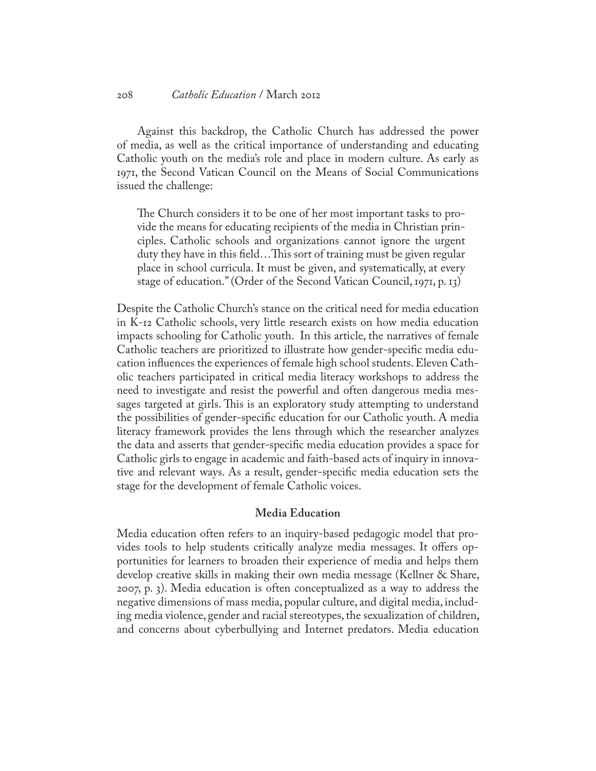Against this backdrop, the Catholic Church has addressed the power of media, as well as the critical importance of understanding and educating Catholic youth on the media's role and place in modern culture. As early as 1971, the Second Vatican Council on the Means of Social Communications issued the challenge:

> The Church considers it to be one of her most important tasks to provide the means for educating recipients of the media in Christian principles. Catholic schools and organizations cannot ignore the urgent duty they have in this field…This sort of training must be given regular place in school curricula. It must be given, and systematically, at every stage of education." (Order of the Second Vatican Council, 1971, p. 13)

Despite the Catholic Church's stance on the critical need for media education in K-12 Catholic schools, very little research exists on how media education impacts schooling for Catholic youth. In this article, the narratives of female Catholic teachers are prioritized to illustrate how gender-specific media education influences the experiences of female high school students. Eleven Catholic teachers participated in critical media literacy workshops to address the need to investigate and resist the powerful and often dangerous media messages targeted at girls. This is an exploratory study attempting to understand the possibilities of gender-specific education for our Catholic youth. A media literacy framework provides the lens through which the researcher analyzes the data and asserts that gender-specific media education provides a space for Catholic girls to engage in academic and faith-based acts of inquiry in innovative and relevant ways. As a result, gender-specific media education sets the stage for the development of female Catholic voices.

## Media Education

Media education often refers to an inquiry-based pedagogic model that provides tools to help students critically analyze media messages. It offers opportunities for learners to broaden their experience of media and helps them develop creative skills in making their own media message (Kellner & Share, 2007, p. 3). Media education is often conceptualized as a way to address the negative dimensions of mass media, popular culture, and digital media, including media violence, gender and racial stereotypes, the sexualization of children, and concerns about cyberbullying and Internet predators. Media education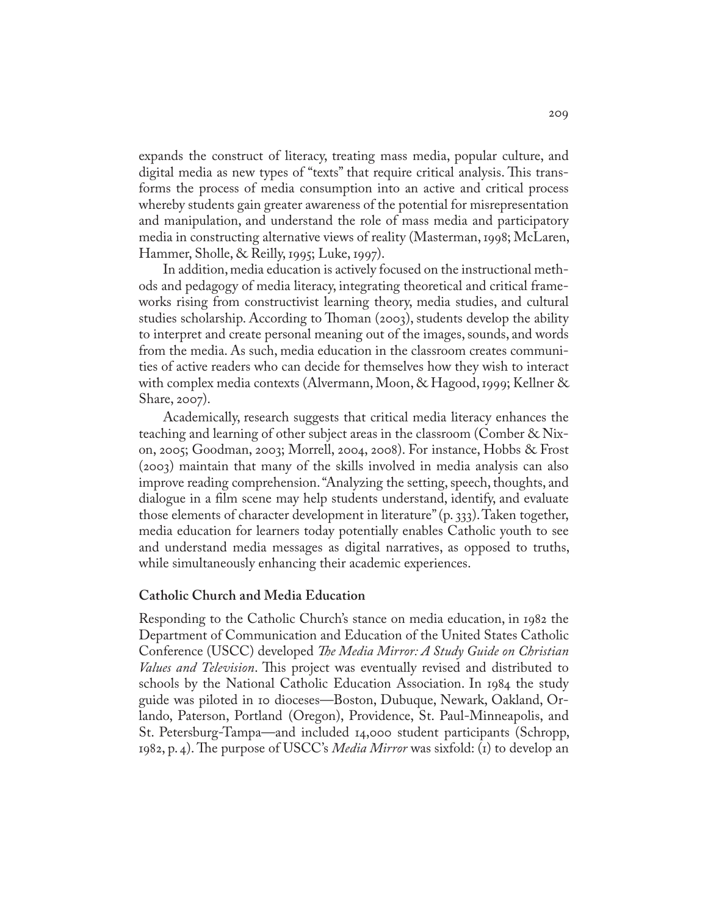expands the construct of literacy, treating mass media, popular culture, and digital media as new types of "texts" that require critical analysis. This transforms the process of media consumption into an active and critical process whereby students gain greater awareness of the potential for misrepresentation and manipulation, and understand the role of mass media and participatory media in constructing alternative views of reality (Masterman, 1998; McLaren, Hammer, Sholle, & Reilly, 1995; Luke, 1997).

In addition, media education is actively focused on the instructional methods and pedagogy of media literacy, integrating theoretical and critical frameworks rising from constructivist learning theory, media studies, and cultural studies scholarship. According to Thoman (2003), students develop the ability to interpret and create personal meaning out of the images, sounds, and words from the media. As such, media education in the classroom creates communities of active readers who can decide for themselves how they wish to interact with complex media contexts (Alvermann, Moon, & Hagood, 1999; Kellner & Share, 2007).

Academically, research suggests that critical media literacy enhances the teaching and learning of other subject areas in the classroom (Comber & Nixon, 2005; Goodman, 2003; Morrell, 2004, 2008). For instance, Hobbs & Frost (2003) maintain that many of the skills involved in media analysis can also improve reading comprehension. "Analyzing the setting, speech, thoughts, and dialogue in a film scene may help students understand, identify, and evaluate those elements of character development in literature" (p. 333). Taken together, media education for learners today potentially enables Catholic youth to see and understand media messages as digital narratives, as opposed to truths, while simultaneously enhancing their academic experiences.

### Catholic Church and Media Education

Responding to the Catholic Church's stance on media education, in 1982 the Department of Communication and Education of the United States Catholic Conference (USCC) developed *The Media Mirror: A Study Guide on Christian Values and Television*. This project was eventually revised and distributed to schools by the National Catholic Education Association. In 1984 the study guide was piloted in 10 dioceses—Boston, Dubuque, Newark, Oakland, Orlando, Paterson, Portland (Oregon), Providence, St. Paul-Minneapolis, and St. Petersburg-Tampa—and included 14,000 student participants (Schropp, 1982, p. 4). The purpose of USCC's *Media Mirror* was sixfold: (1) to develop an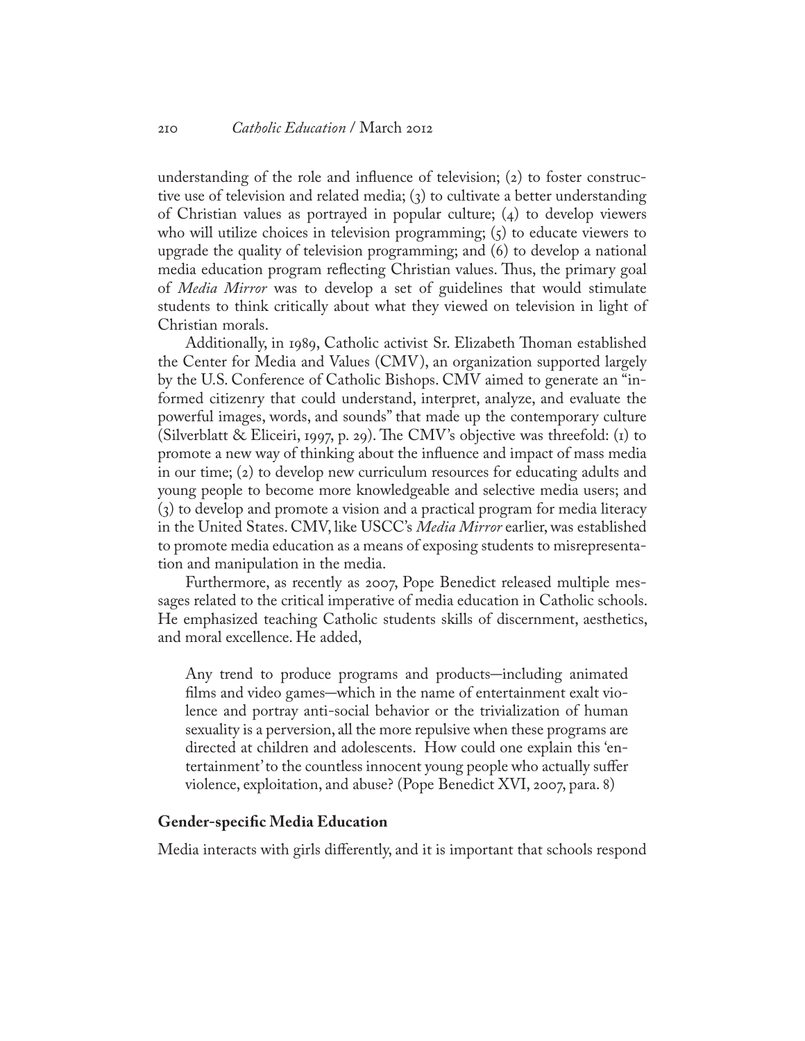understanding of the role and influence of television; (2) to foster constructive use of television and related media; (3) to cultivate a better understanding of Christian values as portrayed in popular culture; (4) to develop viewers who will utilize choices in television programming; (5) to educate viewers to upgrade the quality of television programming; and (6) to develop a national media education program reflecting Christian values. Thus, the primary goal of *Media Mirror* was to develop a set of guidelines that would stimulate students to think critically about what they viewed on television in light of Christian morals.

Additionally, in 1989, Catholic activist Sr. Elizabeth Thoman established the Center for Media and Values (CMV), an organization supported largely by the U.S. Conference of Catholic Bishops. CMV aimed to generate an "informed citizenry that could understand, interpret, analyze, and evaluate the powerful images, words, and sounds" that made up the contemporary culture (Silverblatt & Eliceiri, 1997, p. 29). The CMV's objective was threefold: (1) to promote a new way of thinking about the influence and impact of mass media in our time; (2) to develop new curriculum resources for educating adults and young people to become more knowledgeable and selective media users; and (3) to develop and promote a vision and a practical program for media literacy in the United States. CMV, like USCC's *Media Mirror* earlier, was established to promote media education as a means of exposing students to misrepresentation and manipulation in the media.

Furthermore, as recently as 2007, Pope Benedict released multiple messages related to the critical imperative of media education in Catholic schools. He emphasized teaching Catholic students skills of discernment, aesthetics, and moral excellence. He added,

> Any trend to produce programs and products—including animated films and video games—which in the name of entertainment exalt violence and portray anti-social behavior or the trivialization of human sexuality is a perversion, all the more repulsive when these programs are directed at children and adolescents. How could one explain this 'entertainment' to the countless innocent young people who actually suffer violence, exploitation, and abuse? (Pope Benedict XVI, 2007, para. 8)

### Gender-specific Media Education

Media interacts with girls differently, and it is important that schools respond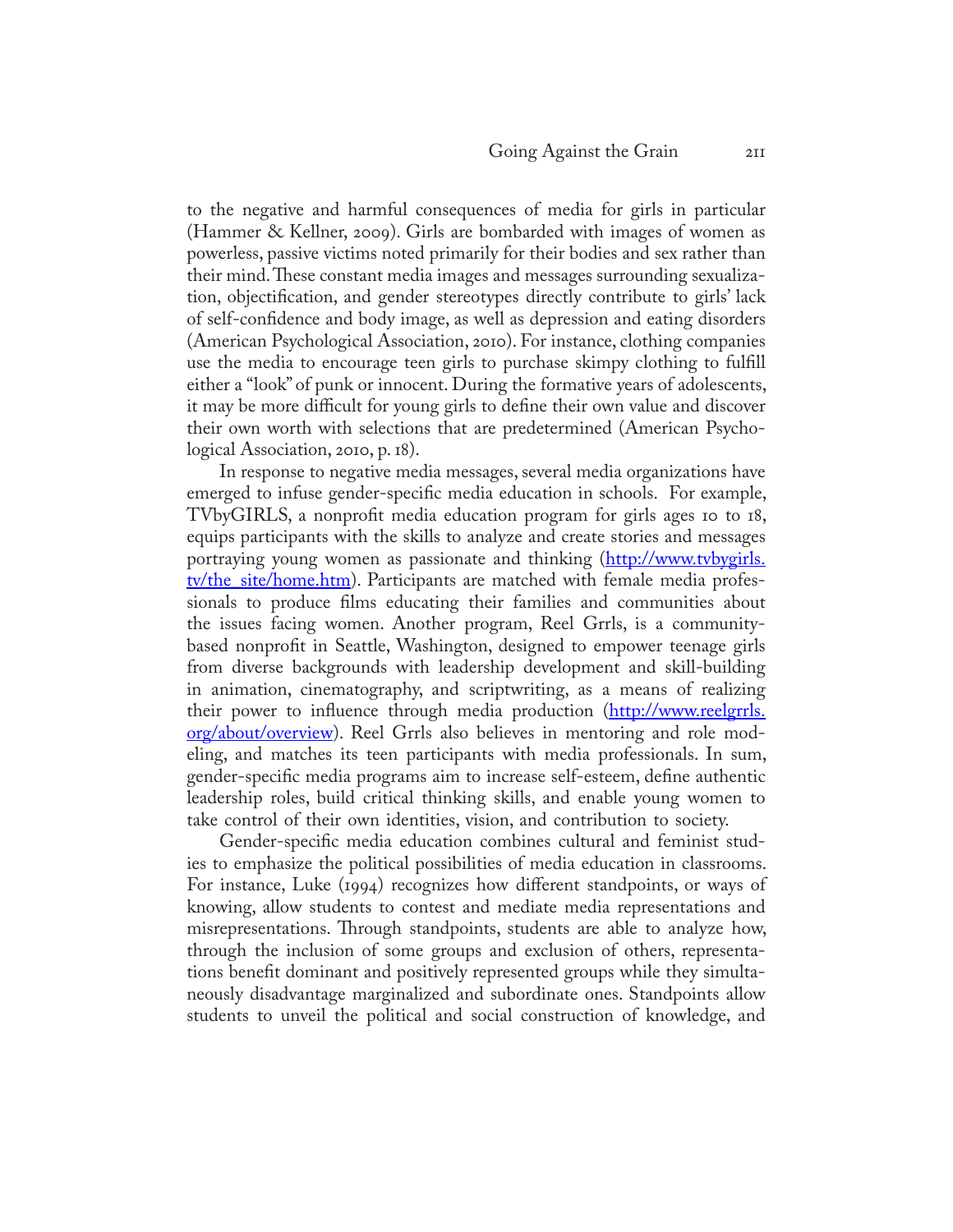to the negative and harmful consequences of media for girls in particular (Hammer & Kellner, 2009). Girls are bombarded with images of women as powerless, passive victims noted primarily for their bodies and sex rather than their mind. These constant media images and messages surrounding sexualization, objectification, and gender stereotypes directly contribute to girls' lack of self-confidence and body image, as well as depression and eating disorders (American Psychological Association, 2010). For instance, clothing companies use the media to encourage teen girls to purchase skimpy clothing to fulfill either a "look" of punk or innocent. During the formative years of adolescents, it may be more difficult for young girls to define their own value and discover their own worth with selections that are predetermined (American Psychological Association, 2010, p. 18).

In response to negative media messages, several media organizations have emerged to infuse gender-specific media education in schools. For example, TVbyGIRLS, a nonprofit media education program for girls ages 10 to 18, equips participants with the skills to analyze and create stories and messages portraying young women as passionate and thinking (http://www.tvbygirls.tv/the_site/home.htm). Participants are matched with female media professionals to produce films educating their families and communities about the issues facing women. Another program, Reel Grrls, is a community-based nonprofit in Seattle, Washington, designed to empower teenage girls from diverse backgrounds with leadership development and skill-building in animation, cinematography, and scriptwriting, as a means of realizing their power to influence through media production (http://www.reelgrrls.org/about/overview). Reel Grrls also believes in mentoring and role modeling, and matches its teen participants with media professionals. In sum, gender-specific media programs aim to increase self-esteem, define authentic leadership roles, build critical thinking skills, and enable young women to take control of their own identities, vision, and contribution to society.

Gender-specific media education combines cultural and feminist studies to emphasize the political possibilities of media education in classrooms. For instance, Luke (1994) recognizes how different standpoints, or ways of knowing, allow students to contest and mediate media representations and misrepresentations. Through standpoints, students are able to analyze how, through the inclusion of some groups and exclusion of others, representations benefit dominant and positively represented groups while they simultaneously disadvantage marginalized and subordinate ones. Standpoints allow students to unveil the political and social construction of knowledge, and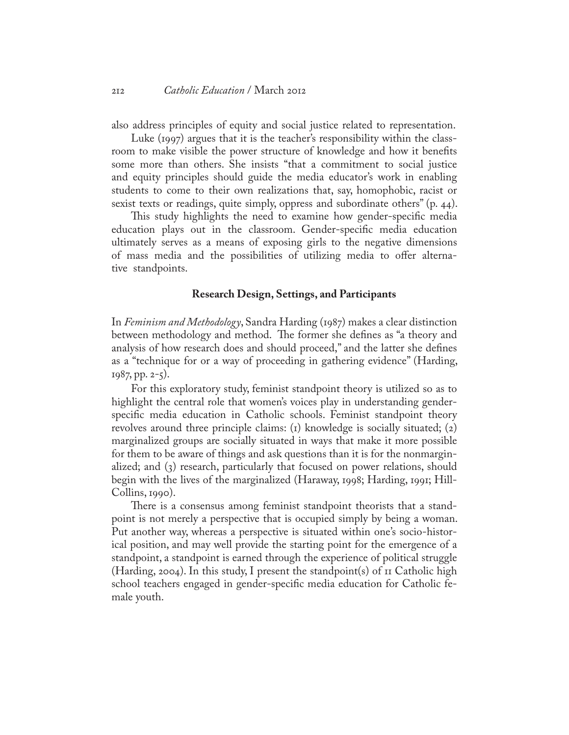also address principles of equity and social justice related to representation.

Luke (1997) argues that it is the teacher's responsibility within the classroom to make visible the power structure of knowledge and how it benefits some more than others. She insists "that a commitment to social justice and equity principles should guide the media educator's work in enabling students to come to their own realizations that, say, homophobic, racist or sexist texts or readings, quite simply, oppress and subordinate others" (p. 44).

This study highlights the need to examine how gender-specific media education plays out in the classroom. Gender-specific media education ultimately serves as a means of exposing girls to the negative dimensions of mass media and the possibilities of utilizing media to offer alternative standpoints.

## Research Design, Settings, and Participants

In *Feminism and Methodology*, Sandra Harding (1987) makes a clear distinction between methodology and method. The former she defines as "a theory and analysis of how research does and should proceed," and the latter she defines as a "technique for or a way of proceeding in gathering evidence" (Harding, 1987, pp. 2-5).

For this exploratory study, feminist standpoint theory is utilized so as to highlight the central role that women's voices play in understanding gender-specific media education in Catholic schools. Feminist standpoint theory revolves around three principle claims: (1) knowledge is socially situated; (2) marginalized groups are socially situated in ways that make it more possible for them to be aware of things and ask questions than it is for the nonmarginalized; and (3) research, particularly that focused on power relations, should begin with the lives of the marginalized (Haraway, 1998; Harding, 1991; Hill-Collins, 1990).

There is a consensus among feminist standpoint theorists that a standpoint is not merely a perspective that is occupied simply by being a woman. Put another way, whereas a perspective is situated within one's socio-historical position, and may well provide the starting point for the emergence of a standpoint, a standpoint is earned through the experience of political struggle (Harding, 2004). In this study, I present the standpoint(s) of 11 Catholic high school teachers engaged in gender-specific media education for Catholic female youth.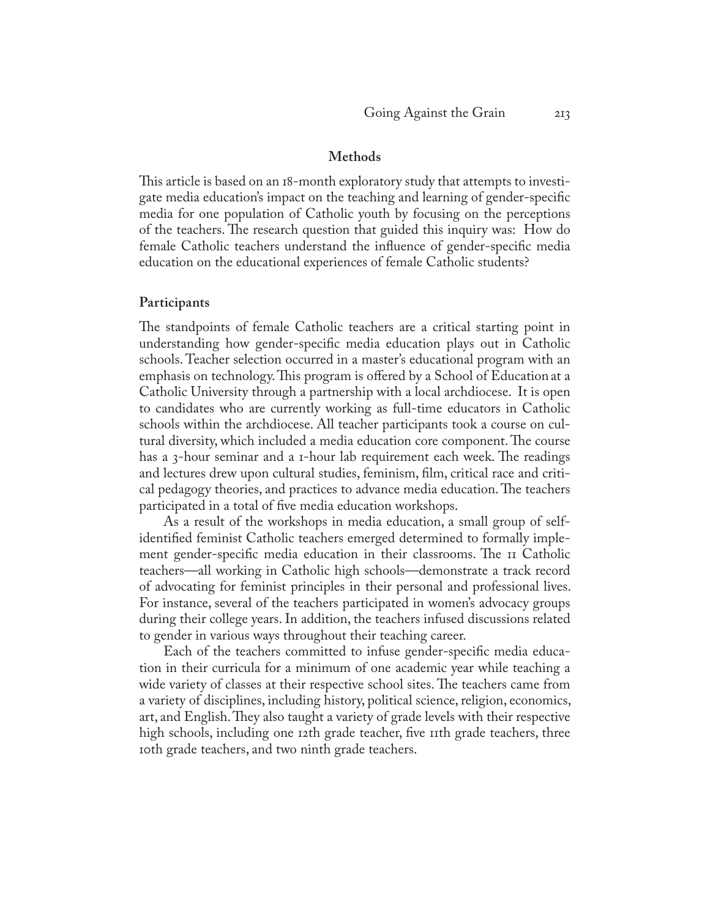## Methods

This article is based on an 18-month exploratory study that attempts to investigate media education's impact on the teaching and learning of gender-specific media for one population of Catholic youth by focusing on the perceptions of the teachers. The research question that guided this inquiry was: How do female Catholic teachers understand the influence of gender-specific media education on the educational experiences of female Catholic students?

### Participants

The standpoints of female Catholic teachers are a critical starting point in understanding how gender-specific media education plays out in Catholic schools. Teacher selection occurred in a master's educational program with an emphasis on technology. This program is offered by a School of Education at a Catholic University through a partnership with a local archdiocese. It is open to candidates who are currently working as full-time educators in Catholic schools within the archdiocese. All teacher participants took a course on cultural diversity, which included a media education core component. The course has a 3-hour seminar and a 1-hour lab requirement each week. The readings and lectures drew upon cultural studies, feminism, film, critical race and critical pedagogy theories, and practices to advance media education. The teachers participated in a total of five media education workshops.

As a result of the workshops in media education, a small group of self-identified feminist Catholic teachers emerged determined to formally implement gender-specific media education in their classrooms. The 11 Catholic teachers—all working in Catholic high schools—demonstrate a track record of advocating for feminist principles in their personal and professional lives. For instance, several of the teachers participated in women's advocacy groups during their college years. In addition, the teachers infused discussions related to gender in various ways throughout their teaching career.

Each of the teachers committed to infuse gender-specific media education in their curricula for a minimum of one academic year while teaching a wide variety of classes at their respective school sites. The teachers came from a variety of disciplines, including history, political science, religion, economics, art, and English. They also taught a variety of grade levels with their respective high schools, including one 12th grade teacher, five 11th grade teachers, three 10th grade teachers, and two ninth grade teachers.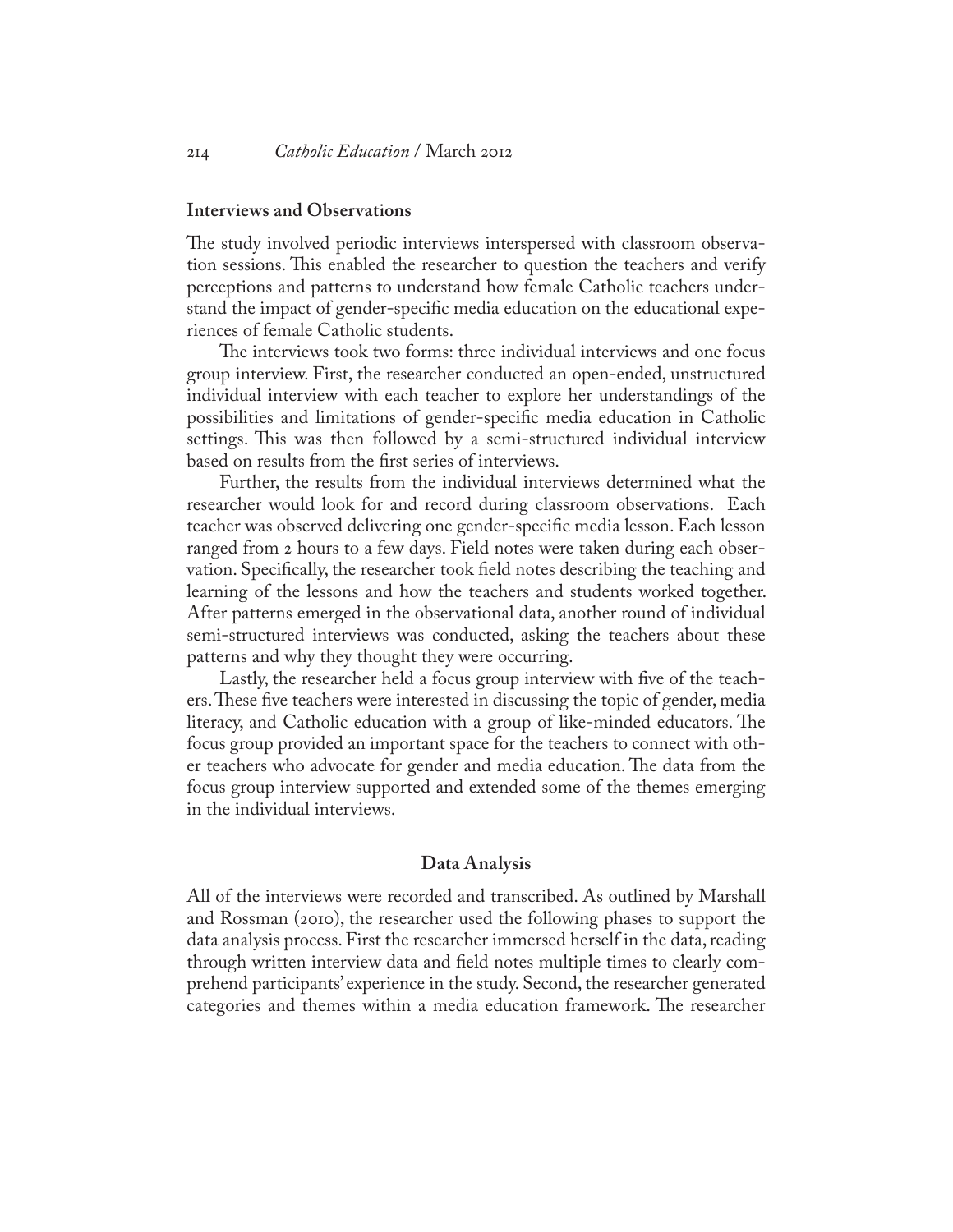### Interviews and Observations

The study involved periodic interviews interspersed with classroom observation sessions. This enabled the researcher to question the teachers and verify perceptions and patterns to understand how female Catholic teachers understand the impact of gender-specific media education on the educational experiences of female Catholic students.

The interviews took two forms: three individual interviews and one focus group interview. First, the researcher conducted an open-ended, unstructured individual interview with each teacher to explore her understandings of the possibilities and limitations of gender-specific media education in Catholic settings. This was then followed by a semi-structured individual interview based on results from the first series of interviews.

Further, the results from the individual interviews determined what the researcher would look for and record during classroom observations. Each teacher was observed delivering one gender-specific media lesson. Each lesson ranged from 2 hours to a few days. Field notes were taken during each observation. Specifically, the researcher took field notes describing the teaching and learning of the lessons and how the teachers and students worked together. After patterns emerged in the observational data, another round of individual semi-structured interviews was conducted, asking the teachers about these patterns and why they thought they were occurring.

Lastly, the researcher held a focus group interview with five of the teachers. These five teachers were interested in discussing the topic of gender, media literacy, and Catholic education with a group of like-minded educators. The focus group provided an important space for the teachers to connect with other teachers who advocate for gender and media education. The data from the focus group interview supported and extended some of the themes emerging in the individual interviews.

## Data Analysis

All of the interviews were recorded and transcribed. As outlined by Marshall and Rossman (2010), the researcher used the following phases to support the data analysis process. First the researcher immersed herself in the data, reading through written interview data and field notes multiple times to clearly comprehend participants' experience in the study. Second, the researcher generated categories and themes within a media education framework. The researcher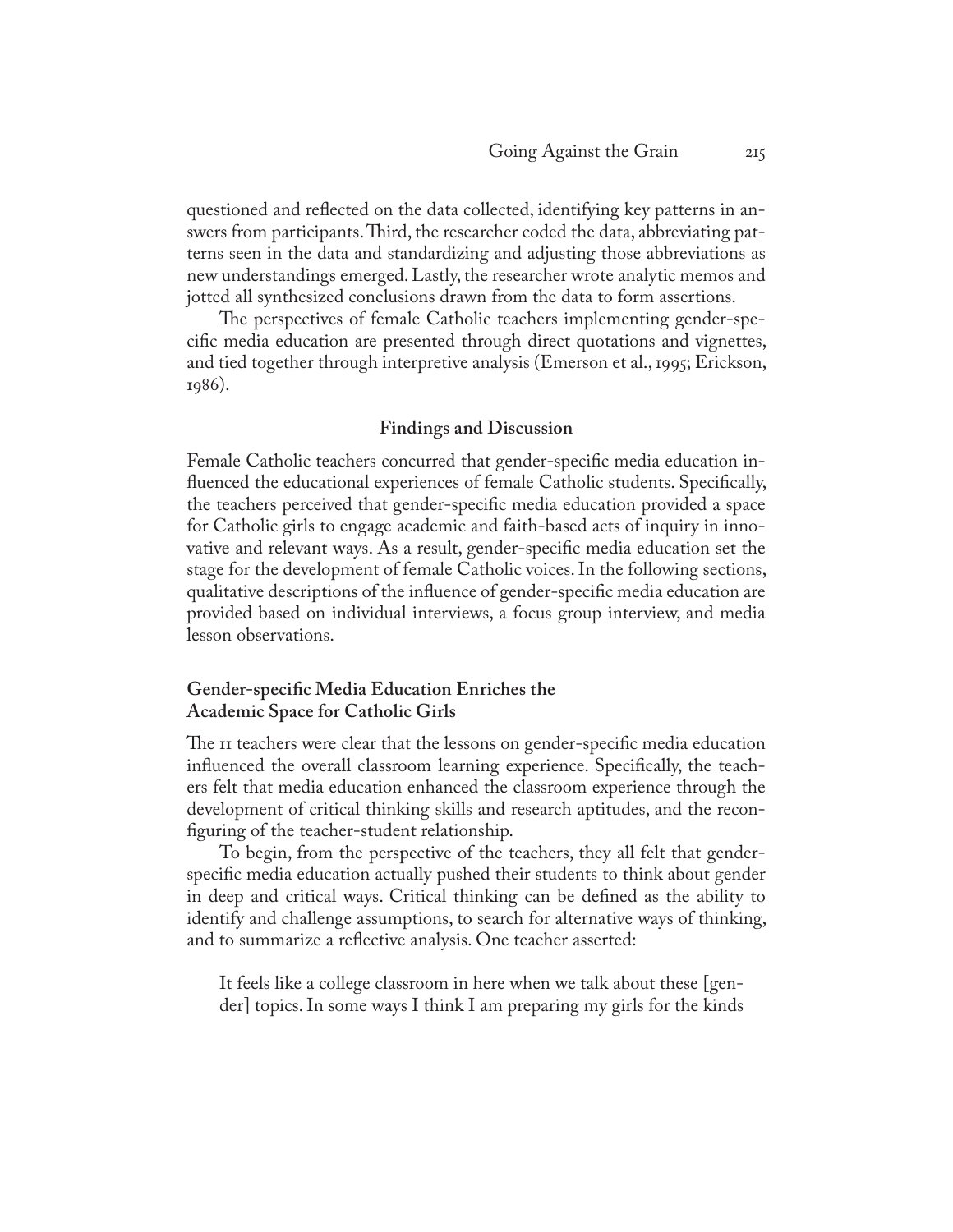questioned and reflected on the data collected, identifying key patterns in answers from participants. Third, the researcher coded the data, abbreviating patterns seen in the data and standardizing and adjusting those abbreviations as new understandings emerged. Lastly, the researcher wrote analytic memos and jotted all synthesized conclusions drawn from the data to form assertions.

The perspectives of female Catholic teachers implementing gender-specific media education are presented through direct quotations and vignettes, and tied together through interpretive analysis (Emerson et al., 1995; Erickson, 1986).

## Findings and Discussion

Female Catholic teachers concurred that gender-specific media education influenced the educational experiences of female Catholic students. Specifically, the teachers perceived that gender-specific media education provided a space for Catholic girls to engage academic and faith-based acts of inquiry in innovative and relevant ways. As a result, gender-specific media education set the stage for the development of female Catholic voices. In the following sections, qualitative descriptions of the influence of gender-specific media education are provided based on individual interviews, a focus group interview, and media lesson observations.

### Gender-specific Media Education Enriches the Academic Space for Catholic Girls

The 11 teachers were clear that the lessons on gender-specific media education influenced the overall classroom learning experience. Specifically, the teachers felt that media education enhanced the classroom experience through the development of critical thinking skills and research aptitudes, and the reconfiguring of the teacher-student relationship.

To begin, from the perspective of the teachers, they all felt that gender-specific media education actually pushed their students to think about gender in deep and critical ways. Critical thinking can be defined as the ability to identify and challenge assumptions, to search for alternative ways of thinking, and to summarize a reflective analysis. One teacher asserted:

> It feels like a college classroom in here when we talk about these [gender] topics. In some ways I think I am preparing my girls for the kinds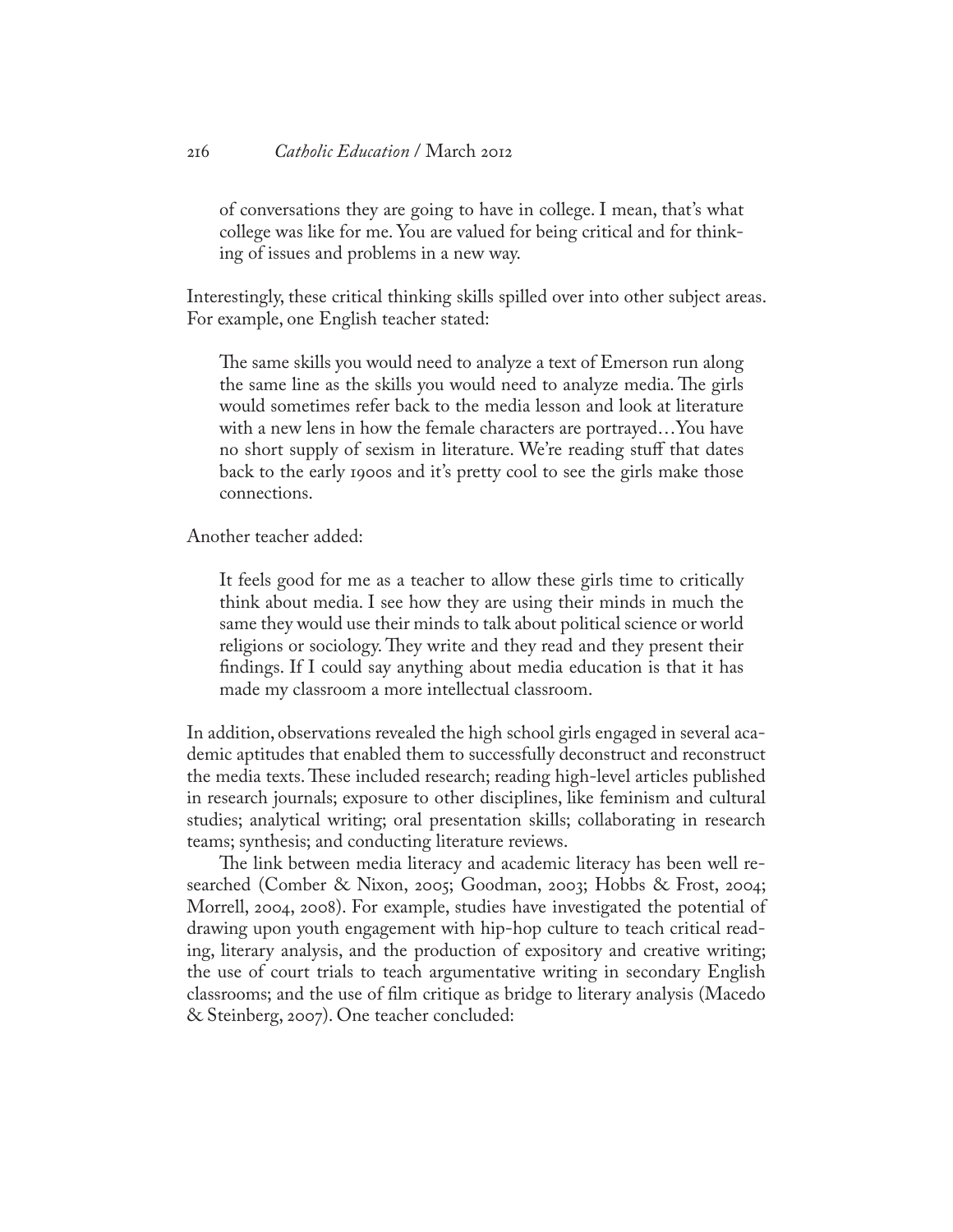> of conversations they are going to have in college. I mean, that's what college was like for me. You are valued for being critical and for thinking of issues and problems in a new way.

Interestingly, these critical thinking skills spilled over into other subject areas. For example, one English teacher stated:

> The same skills you would need to analyze a text of Emerson run along the same line as the skills you would need to analyze media. The girls would sometimes refer back to the media lesson and look at literature with a new lens in how the female characters are portrayed…You have no short supply of sexism in literature. We're reading stuff that dates back to the early 1900s and it's pretty cool to see the girls make those connections.

Another teacher added:

> It feels good for me as a teacher to allow these girls time to critically think about media. I see how they are using their minds in much the same they would use their minds to talk about political science or world religions or sociology. They write and they read and they present their findings. If I could say anything about media education is that it has made my classroom a more intellectual classroom.

In addition, observations revealed the high school girls engaged in several academic aptitudes that enabled them to successfully deconstruct and reconstruct the media texts. These included research; reading high-level articles published in research journals; exposure to other disciplines, like feminism and cultural studies; analytical writing; oral presentation skills; collaborating in research teams; synthesis; and conducting literature reviews.

The link between media literacy and academic literacy has been well researched (Comber & Nixon, 2005; Goodman, 2003; Hobbs & Frost, 2004; Morrell, 2004, 2008). For example, studies have investigated the potential of drawing upon youth engagement with hip-hop culture to teach critical reading, literary analysis, and the production of expository and creative writing; the use of court trials to teach argumentative writing in secondary English classrooms; and the use of film critique as bridge to literary analysis (Macedo & Steinberg, 2007). One teacher concluded: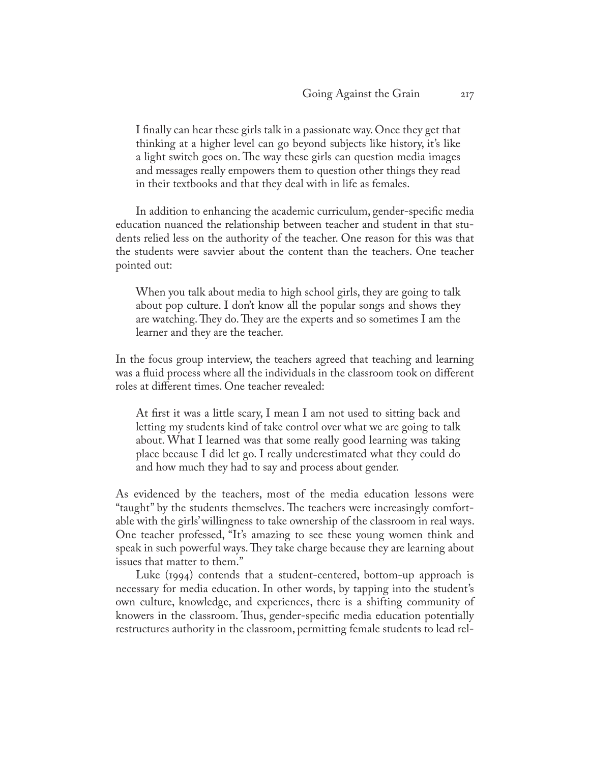> I finally can hear these girls talk in a passionate way. Once they get that thinking at a higher level can go beyond subjects like history, it's like a light switch goes on. The way these girls can question media images and messages really empowers them to question other things they read in their textbooks and that they deal with in life as females.

In addition to enhancing the academic curriculum, gender-specific media education nuanced the relationship between teacher and student in that students relied less on the authority of the teacher. One reason for this was that the students were savvier about the content than the teachers. One teacher pointed out:

> When you talk about media to high school girls, they are going to talk about pop culture. I don't know all the popular songs and shows they are watching. They do. They are the experts and so sometimes I am the learner and they are the teacher.

In the focus group interview, the teachers agreed that teaching and learning was a fluid process where all the individuals in the classroom took on different roles at different times. One teacher revealed:

> At first it was a little scary, I mean I am not used to sitting back and letting my students kind of take control over what we are going to talk about. What I learned was that some really good learning was taking place because I did let go. I really underestimated what they could do and how much they had to say and process about gender.

As evidenced by the teachers, most of the media education lessons were "taught" by the students themselves. The teachers were increasingly comfortable with the girls' willingness to take ownership of the classroom in real ways. One teacher professed, "It's amazing to see these young women think and speak in such powerful ways. They take charge because they are learning about issues that matter to them."

Luke (1994) contends that a student-centered, bottom-up approach is necessary for media education. In other words, by tapping into the student's own culture, knowledge, and experiences, there is a shifting community of knowers in the classroom. Thus, gender-specific media education potentially restructures authority in the classroom, permitting female students to lead rel-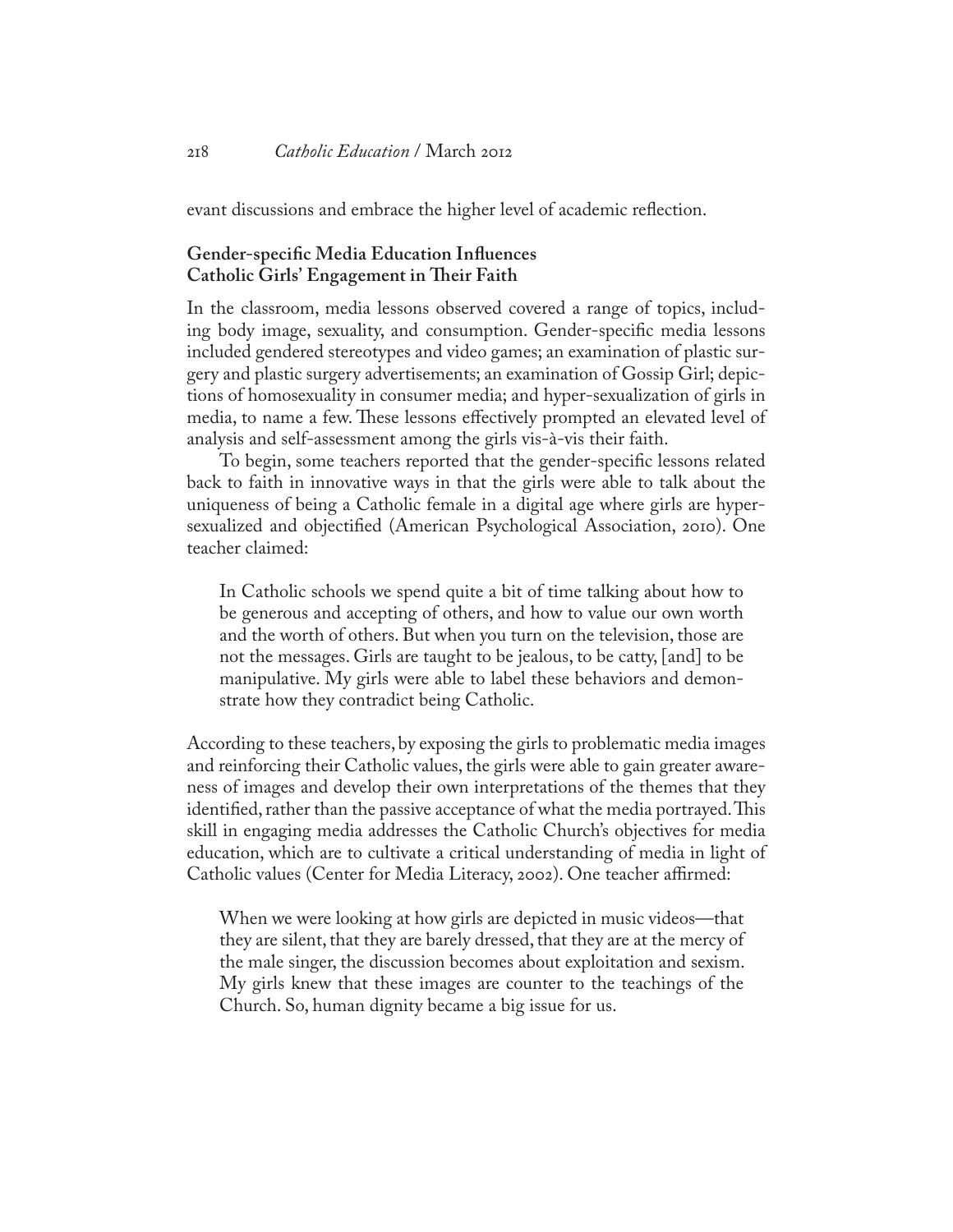evant discussions and embrace the higher level of academic reflection.

### Gender-specific Media Education Influences Catholic Girls' Engagement in Their Faith

In the classroom, media lessons observed covered a range of topics, including body image, sexuality, and consumption. Gender-specific media lessons included gendered stereotypes and video games; an examination of plastic surgery and plastic surgery advertisements; an examination of Gossip Girl; depictions of homosexuality in consumer media; and hyper-sexualization of girls in media, to name a few. These lessons effectively prompted an elevated level of analysis and self-assessment among the girls vis-à-vis their faith.

To begin, some teachers reported that the gender-specific lessons related back to faith in innovative ways in that the girls were able to talk about the uniqueness of being a Catholic female in a digital age where girls are hypersexualized and objectified (American Psychological Association, 2010). One teacher claimed:

> In Catholic schools we spend quite a bit of time talking about how to be generous and accepting of others, and how to value our own worth and the worth of others. But when you turn on the television, those are not the messages. Girls are taught to be jealous, to be catty, [and] to be manipulative. My girls were able to label these behaviors and demonstrate how they contradict being Catholic.

According to these teachers, by exposing the girls to problematic media images and reinforcing their Catholic values, the girls were able to gain greater awareness of images and develop their own interpretations of the themes that they identified, rather than the passive acceptance of what the media portrayed. This skill in engaging media addresses the Catholic Church's objectives for media education, which are to cultivate a critical understanding of media in light of Catholic values (Center for Media Literacy, 2002). One teacher affirmed:

> When we were looking at how girls are depicted in music videos—that they are silent, that they are barely dressed, that they are at the mercy of the male singer, the discussion becomes about exploitation and sexism. My girls knew that these images are counter to the teachings of the Church. So, human dignity became a big issue for us.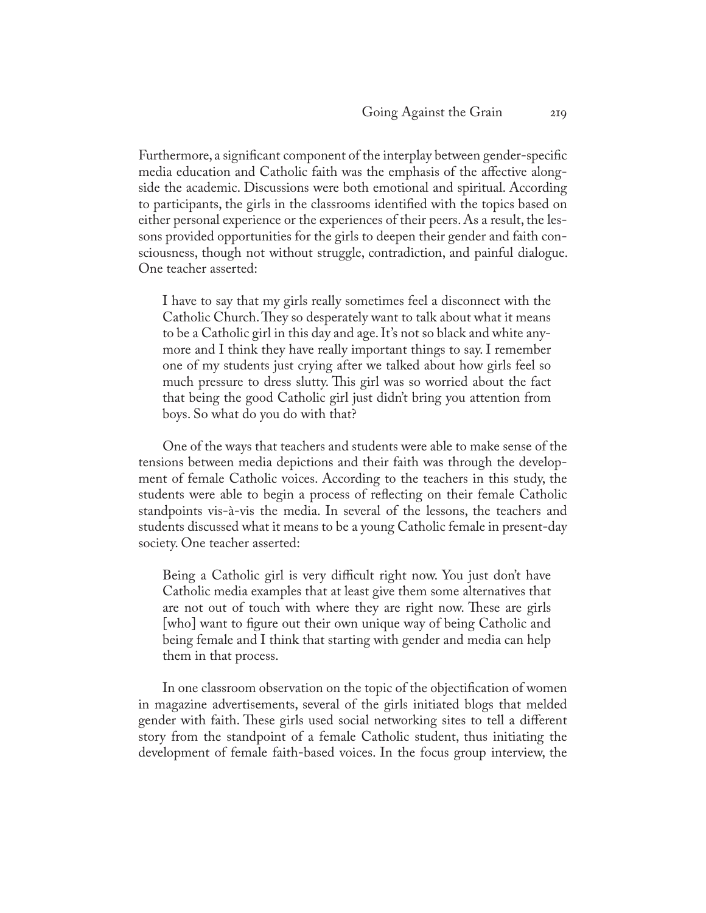Furthermore, a significant component of the interplay between gender-specific media education and Catholic faith was the emphasis of the affective alongside the academic. Discussions were both emotional and spiritual. According to participants, the girls in the classrooms identified with the topics based on either personal experience or the experiences of their peers. As a result, the lessons provided opportunities for the girls to deepen their gender and faith consciousness, though not without struggle, contradiction, and painful dialogue. One teacher asserted:

> I have to say that my girls really sometimes feel a disconnect with the Catholic Church. They so desperately want to talk about what it means to be a Catholic girl in this day and age. It's not so black and white anymore and I think they have really important things to say. I remember one of my students just crying after we talked about how girls feel so much pressure to dress slutty. This girl was so worried about the fact that being the good Catholic girl just didn't bring you attention from boys. So what do you do with that?

One of the ways that teachers and students were able to make sense of the tensions between media depictions and their faith was through the development of female Catholic voices. According to the teachers in this study, the students were able to begin a process of reflecting on their female Catholic standpoints vis-à-vis the media. In several of the lessons, the teachers and students discussed what it means to be a young Catholic female in present-day society. One teacher asserted:

> Being a Catholic girl is very difficult right now. You just don't have Catholic media examples that at least give them some alternatives that are not out of touch with where they are right now. These are girls [who] want to figure out their own unique way of being Catholic and being female and I think that starting with gender and media can help them in that process.

In one classroom observation on the topic of the objectification of women in magazine advertisements, several of the girls initiated blogs that melded gender with faith. These girls used social networking sites to tell a different story from the standpoint of a female Catholic student, thus initiating the development of female faith-based voices. In the focus group interview, the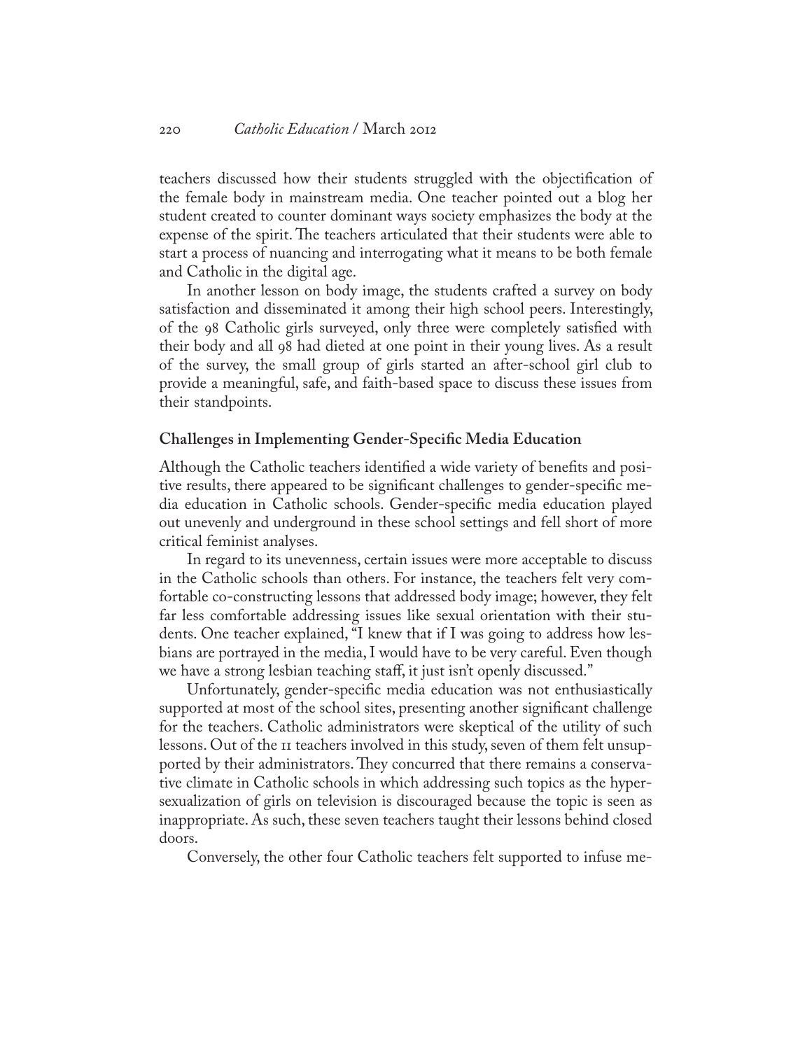teachers discussed how their students struggled with the objectification of the female body in mainstream media. One teacher pointed out a blog her student created to counter dominant ways society emphasizes the body at the expense of the spirit. The teachers articulated that their students were able to start a process of nuancing and interrogating what it means to be both female and Catholic in the digital age.

In another lesson on body image, the students crafted a survey on body satisfaction and disseminated it among their high school peers. Interestingly, of the 98 Catholic girls surveyed, only three were completely satisfied with their body and all 98 had dieted at one point in their young lives. As a result of the survey, the small group of girls started an after-school girl club to provide a meaningful, safe, and faith-based space to discuss these issues from their standpoints.

### Challenges in Implementing Gender-Specific Media Education

Although the Catholic teachers identified a wide variety of benefits and positive results, there appeared to be significant challenges to gender-specific media education in Catholic schools. Gender-specific media education played out unevenly and underground in these school settings and fell short of more critical feminist analyses.

In regard to its unevenness, certain issues were more acceptable to discuss in the Catholic schools than others. For instance, the teachers felt very comfortable co-constructing lessons that addressed body image; however, they felt far less comfortable addressing issues like sexual orientation with their students. One teacher explained, "I knew that if I was going to address how lesbians are portrayed in the media, I would have to be very careful. Even though we have a strong lesbian teaching staff, it just isn't openly discussed."

Unfortunately, gender-specific media education was not enthusiastically supported at most of the school sites, presenting another significant challenge for the teachers. Catholic administrators were skeptical of the utility of such lessons. Out of the 11 teachers involved in this study, seven of them felt unsupported by their administrators. They concurred that there remains a conservative climate in Catholic schools in which addressing such topics as the hypersexualization of girls on television is discouraged because the topic is seen as inappropriate. As such, these seven teachers taught their lessons behind closed doors.

Conversely, the other four Catholic teachers felt supported to infuse me-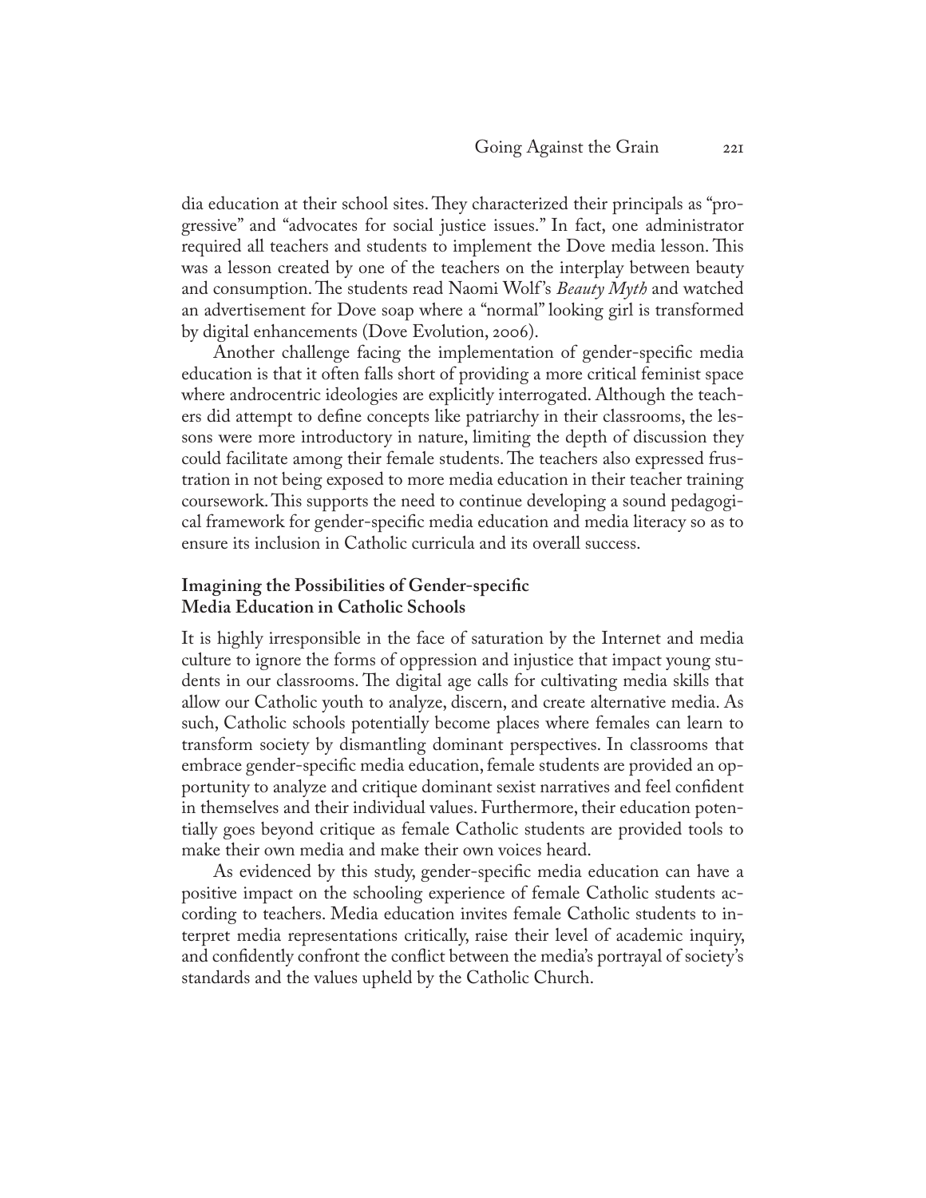dia education at their school sites. They characterized their principals as "progressive" and "advocates for social justice issues." In fact, one administrator required all teachers and students to implement the Dove media lesson. This was a lesson created by one of the teachers on the interplay between beauty and consumption. The students read Naomi Wolf's *Beauty Myth* and watched an advertisement for Dove soap where a "normal" looking girl is transformed by digital enhancements (Dove Evolution, 2006).

Another challenge facing the implementation of gender-specific media education is that it often falls short of providing a more critical feminist space where androcentric ideologies are explicitly interrogated. Although the teachers did attempt to define concepts like patriarchy in their classrooms, the lessons were more introductory in nature, limiting the depth of discussion they could facilitate among their female students. The teachers also expressed frustration in not being exposed to more media education in their teacher training coursework. This supports the need to continue developing a sound pedagogical framework for gender-specific media education and media literacy so as to ensure its inclusion in Catholic curricula and its overall success.

## Imagining the Possibilities of Gender-specific Media Education in Catholic Schools

It is highly irresponsible in the face of saturation by the Internet and media culture to ignore the forms of oppression and injustice that impact young students in our classrooms. The digital age calls for cultivating media skills that allow our Catholic youth to analyze, discern, and create alternative media. As such, Catholic schools potentially become places where females can learn to transform society by dismantling dominant perspectives. In classrooms that embrace gender-specific media education, female students are provided an opportunity to analyze and critique dominant sexist narratives and feel confident in themselves and their individual values. Furthermore, their education potentially goes beyond critique as female Catholic students are provided tools to make their own media and make their own voices heard.

As evidenced by this study, gender-specific media education can have a positive impact on the schooling experience of female Catholic students according to teachers. Media education invites female Catholic students to interpret media representations critically, raise their level of academic inquiry, and confidently confront the conflict between the media's portrayal of society's standards and the values upheld by the Catholic Church.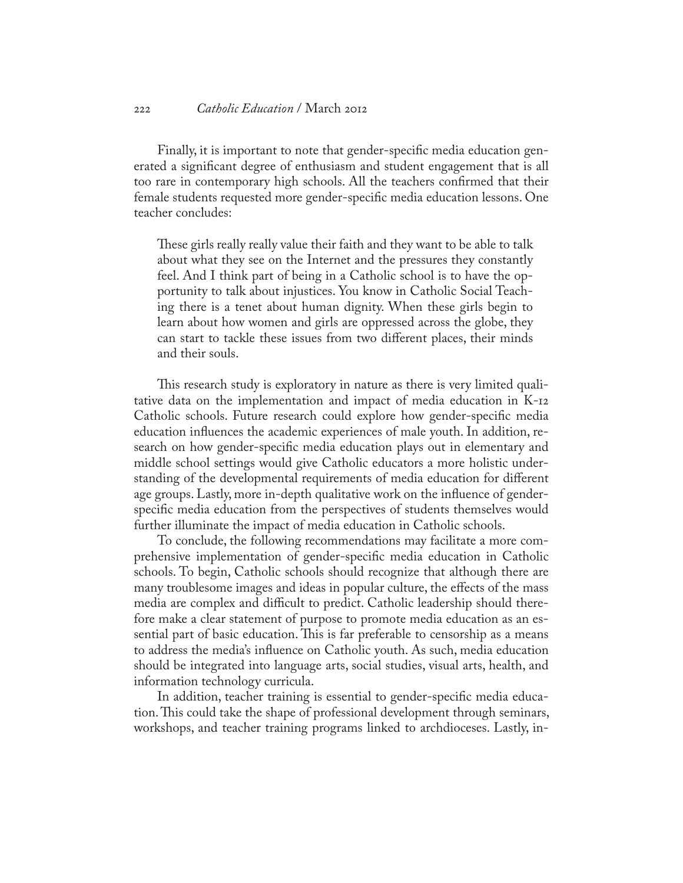Finally, it is important to note that gender-specific media education generated a significant degree of enthusiasm and student engagement that is all too rare in contemporary high schools. All the teachers confirmed that their female students requested more gender-specific media education lessons. One teacher concludes:

> These girls really really value their faith and they want to be able to talk about what they see on the Internet and the pressures they constantly feel. And I think part of being in a Catholic school is to have the opportunity to talk about injustices. You know in Catholic Social Teaching there is a tenet about human dignity. When these girls begin to learn about how women and girls are oppressed across the globe, they can start to tackle these issues from two different places, their minds and their souls.

This research study is exploratory in nature as there is very limited qualitative data on the implementation and impact of media education in K-12 Catholic schools. Future research could explore how gender-specific media education influences the academic experiences of male youth. In addition, research on how gender-specific media education plays out in elementary and middle school settings would give Catholic educators a more holistic understanding of the developmental requirements of media education for different age groups. Lastly, more in-depth qualitative work on the influence of gender-specific media education from the perspectives of students themselves would further illuminate the impact of media education in Catholic schools.

To conclude, the following recommendations may facilitate a more comprehensive implementation of gender-specific media education in Catholic schools. To begin, Catholic schools should recognize that although there are many troublesome images and ideas in popular culture, the effects of the mass media are complex and difficult to predict. Catholic leadership should therefore make a clear statement of purpose to promote media education as an essential part of basic education. This is far preferable to censorship as a means to address the media's influence on Catholic youth. As such, media education should be integrated into language arts, social studies, visual arts, health, and information technology curricula.

In addition, teacher training is essential to gender-specific media education. This could take the shape of professional development through seminars, workshops, and teacher training programs linked to archdioceses. Lastly, in-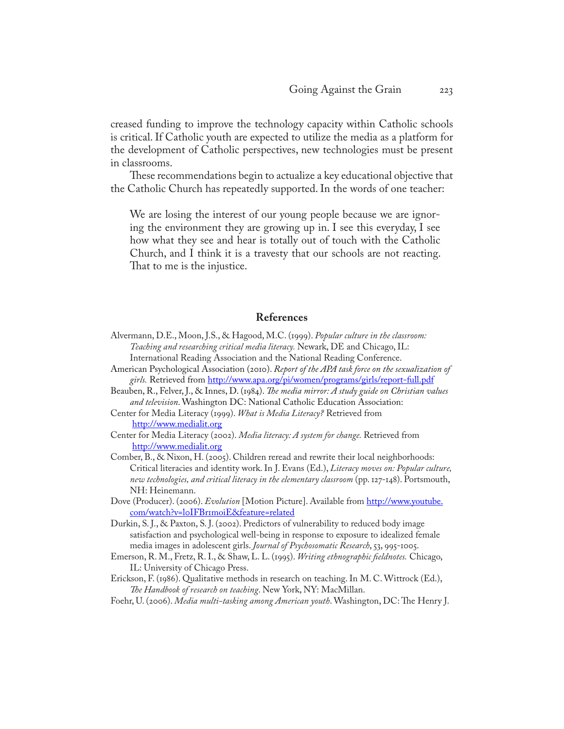creased funding to improve the technology capacity within Catholic schools is critical. If Catholic youth are expected to utilize the media as a platform for the development of Catholic perspectives, new technologies must be present in classrooms.

These recommendations begin to actualize a key educational objective that the Catholic Church has repeatedly supported. In the words of one teacher:

> We are losing the interest of our young people because we are ignoring the environment they are growing up in. I see this everyday, I see how what they see and hear is totally out of touch with the Catholic Church, and I think it is a travesty that our schools are not reacting. That to me is the injustice.

## References

Alvermann, D.E., Moon, J.S., & Hagood, M.C. (1999). *Popular culture in the classroom: Teaching and researching critical media literacy.* Newark, DE and Chicago, IL: International Reading Association and the National Reading Conference.

American Psychological Association (2010). *Report of the APA task force on the sexualization of girls.* Retrieved from http://www.apa.org/pi/women/programs/girls/report-full.pdf

Beauben, R., Felver, J., & Innes, D. (1984). *The media mirror: A study guide on Christian values and television*. Washington DC: National Catholic Education Association:

Center for Media Literacy (1999). *What is Media Literacy?* Retrieved from http://www.medialit.org

Center for Media Literacy (2002). *Media literacy: A system for change.* Retrieved from http://www.medialit.org

Comber, B., & Nixon, H. (2005). Children reread and rewrite their local neighborhoods: Critical literacies and identity work. In J. Evans (Ed.), *Literacy moves on: Popular culture, new technologies, and critical literacy in the elementary classroom* (pp. 127-148). Portsmouth, NH: Heinemann.

Dove (Producer). (2006). *Evolution* [Motion Picture]. Available from http://www.youtube.com/watch?v=l0IFBr1moiE&feature=related

Durkin, S. J., & Paxton, S. J. (2002). Predictors of vulnerability to reduced body image satisfaction and psychological well-being in response to exposure to idealized female media images in adolescent girls. *Journal of Psychosomatic Research*, 53, 995-1005.

Emerson, R. M., Fretz, R. I., & Shaw, L. L. (1995). *Writing ethnographic fieldnotes.* Chicago, IL: University of Chicago Press.

Erickson, F. (1986). Qualitative methods in research on teaching. In M. C. Wittrock (Ed.), *The Handbook of research on teaching*. New York, NY: MacMillan.

Foehr, U. (2006). *Media multi-tasking among American youth*. Washington, DC: The Henry J.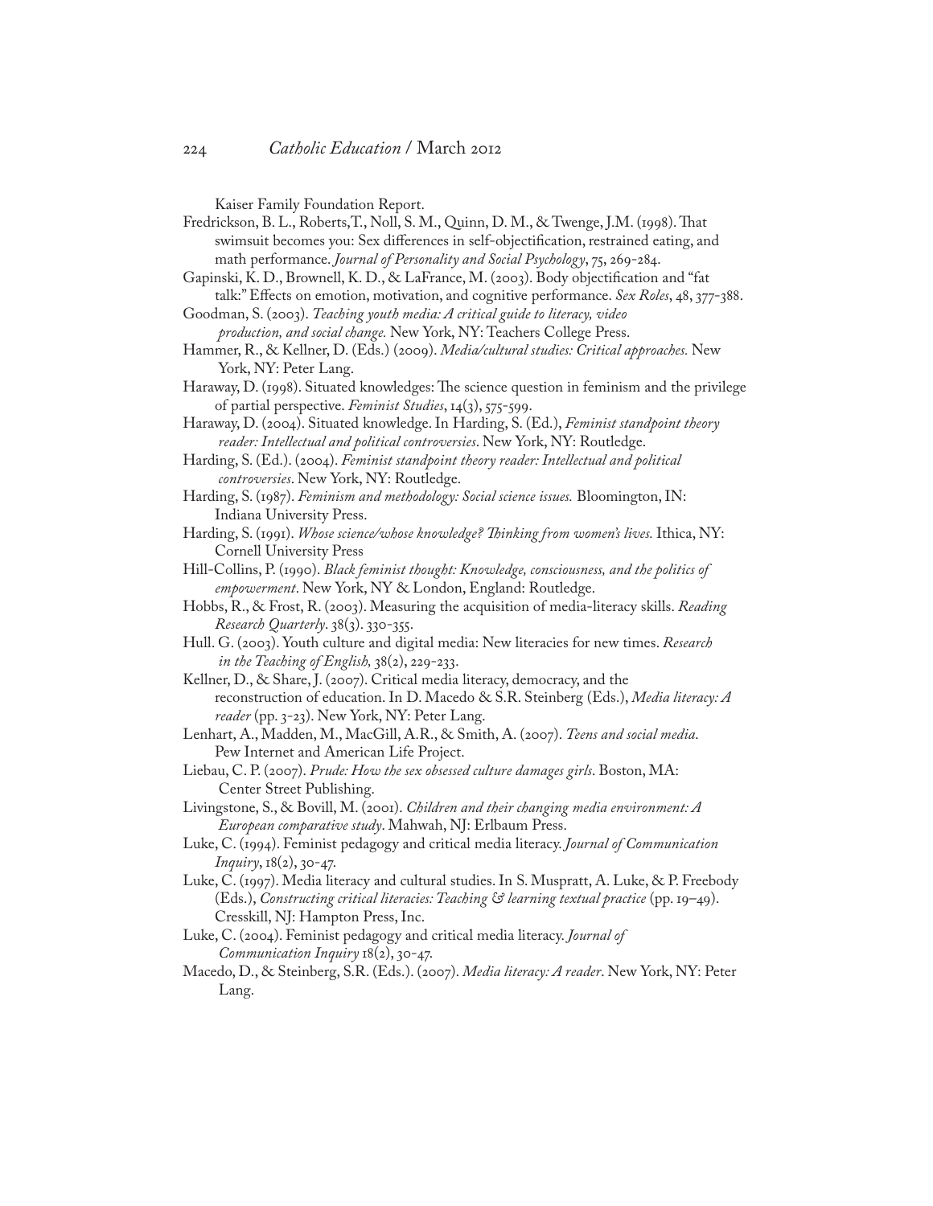Kaiser Family Foundation Report.

Fredrickson, B. L., Roberts,T., Noll, S. M., Quinn, D. M., & Twenge, J.M. (1998). That swimsuit becomes you: Sex differences in self-objectification, restrained eating, and math performance. *Journal of Personality and Social Psychology*, 75, 269-284.

Gapinski, K. D., Brownell, K. D., & LaFrance, M. (2003). Body objectification and "fat talk:" Effects on emotion, motivation, and cognitive performance. *Sex Roles*, 48, 377-388.

Goodman, S. (2003). *Teaching youth media: A critical guide to literacy, video production, and social change.* New York, NY: Teachers College Press.

Hammer, R., & Kellner, D. (Eds.) (2009). *Media/cultural studies: Critical approaches.* New York, NY: Peter Lang.

Haraway, D. (1998). Situated knowledges: The science question in feminism and the privilege of partial perspective. *Feminist Studies*, 14(3), 575-599.

Haraway, D. (2004). Situated knowledge. In Harding, S. (Ed.), *Feminist standpoint theory reader: Intellectual and political controversies*. New York, NY: Routledge.

Harding, S. (Ed.). (2004). *Feminist standpoint theory reader: Intellectual and political controversies*. New York, NY: Routledge.

Harding, S. (1987). *Feminism and methodology: Social science issues.* Bloomington, IN: Indiana University Press.

Harding, S. (1991). *Whose science/whose knowledge? Thinking from women's lives.* Ithica, NY: Cornell University Press

Hill-Collins, P. (1990). *Black feminist thought: Knowledge, consciousness, and the politics of empowerment*. New York, NY & London, England: Routledge.

Hobbs, R., & Frost, R. (2003). Measuring the acquisition of media-literacy skills. *Reading Research Quarterly*. 38(3). 330-355.

Hull. G. (2003). Youth culture and digital media: New literacies for new times. *Research in the Teaching of English,* 38(2), 229-233.

Kellner, D., & Share, J. (2007). Critical media literacy, democracy, and the reconstruction of education. In D. Macedo & S.R. Steinberg (Eds.), *Media literacy: A reader* (pp. 3-23). New York, NY: Peter Lang.

Lenhart, A., Madden, M., MacGill, A.R., & Smith, A. (2007). *Teens and social media*. Pew Internet and American Life Project.

Liebau, C. P. (2007). *Prude: How the sex obsessed culture damages girls*. Boston, MA: Center Street Publishing.

Livingstone, S., & Bovill, M. (2001). *Children and their changing media environment: A European comparative study*. Mahwah, NJ: Erlbaum Press.

Luke, C. (1994). Feminist pedagogy and critical media literacy. *Journal of Communication Inquiry*, 18(2), 30-47.

Luke, C. (1997). Media literacy and cultural studies. In S. Muspratt, A. Luke, & P. Freebody (Eds.), *Constructing critical literacies: Teaching & learning textual practice* (pp. 19–49). Cresskill, NJ: Hampton Press, Inc.

Luke, C. (2004). Feminist pedagogy and critical media literacy. *Journal of Communication Inquiry* 18(2), 30-47.

Macedo, D., & Steinberg, S.R. (Eds.). (2007). *Media literacy: A reader*. New York, NY: Peter Lang.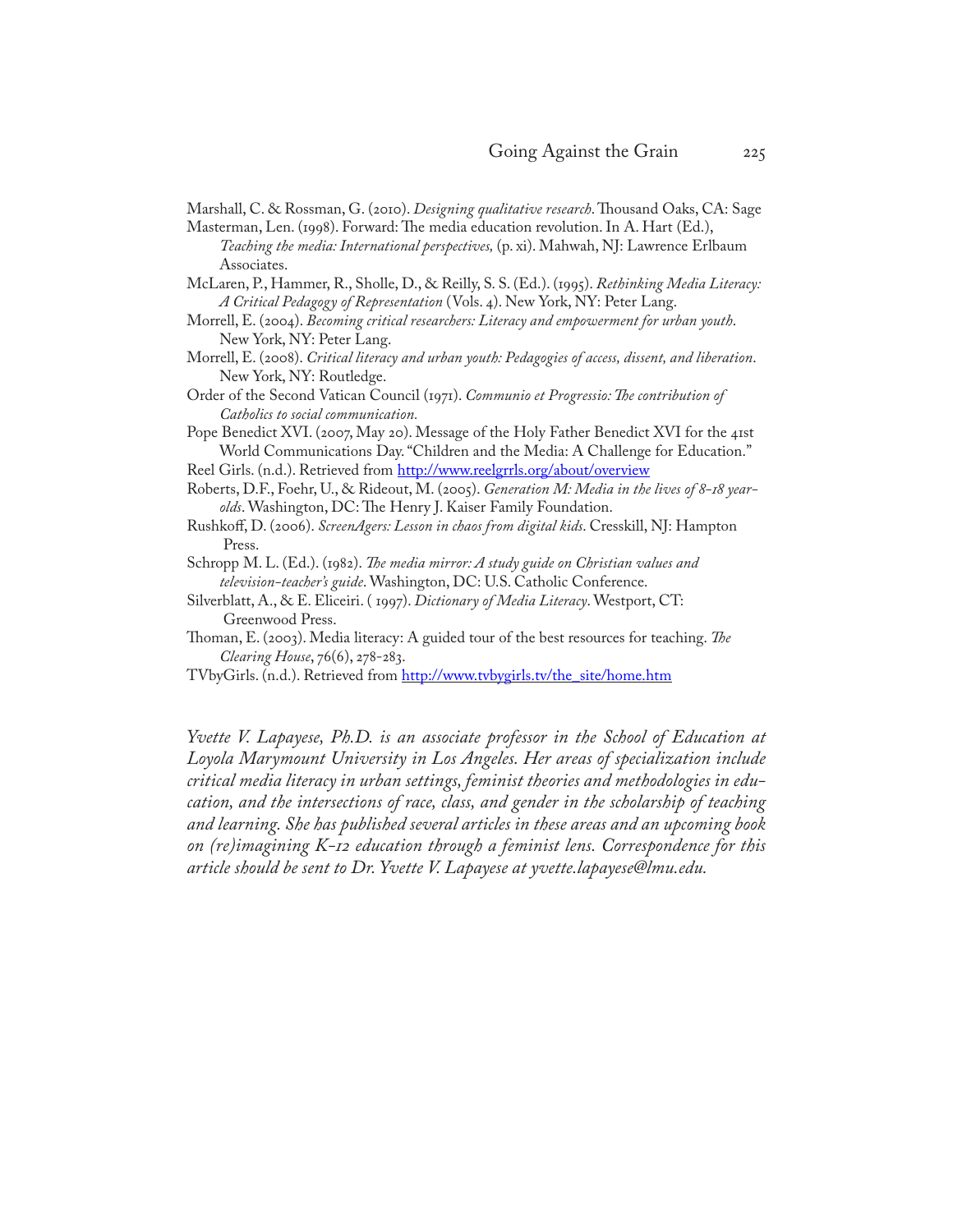Marshall, C. & Rossman, G. (2010). *Designing qualitative research.* Thousand Oaks, CA: Sage

Masterman, Len. (1998). Forward: The media education revolution. In A. Hart (Ed.), *Teaching the media: International perspectives,* (p. xi). Mahwah, NJ: Lawrence Erlbaum Associates.

McLaren, P., Hammer, R., Sholle, D., & Reilly, S. S. (Ed.). (1995). *Rethinking Media Literacy: A Critical Pedagogy of Representation* (Vols. 4). New York, NY: Peter Lang.

Morrell, E. (2004). *Becoming critical researchers: Literacy and empowerment for urban youth*. New York, NY: Peter Lang.

Morrell, E. (2008). *Critical literacy and urban youth: Pedagogies of access, dissent, and liberation*. New York, NY: Routledge.

Order of the Second Vatican Council (1971). *Communio et Progressio: The contribution of Catholics to social communication.*

Pope Benedict XVI. (2007, May 20). Message of the Holy Father Benedict XVI for the 41st World Communications Day. "Children and the Media: A Challenge for Education."

Reel Girls. (n.d.). Retrieved from http://www.reelgrrls.org/about/overview

Roberts, D.F., Foehr, U., & Rideout, M. (2005). *Generation M: Media in the lives of 8-18 year-olds*. Washington, DC: The Henry J. Kaiser Family Foundation.

Rushkoff, D. (2006). *ScreenAgers: Lesson in chaos from digital kids*. Cresskill, NJ: Hampton Press.

Schropp M. L. (Ed.). (1982). *The media mirror: A study guide on Christian values and television-teacher's guide*. Washington, DC: U.S. Catholic Conference.

Silverblatt, A., & E. Eliceiri. ( 1997). *Dictionary of Media Literacy*. Westport, CT: Greenwood Press.

Thoman, E. (2003). Media literacy: A guided tour of the best resources for teaching. *The Clearing House*, 76(6), 278-283.

TVbyGirls. (n.d.). Retrieved from http://www.tvbygirls.tv/the_site/home.htm

*Yvette V. Lapayese, Ph.D. is an associate professor in the School of Education at Loyola Marymount University in Los Angeles. Her areas of specialization include critical media literacy in urban settings, feminist theories and methodologies in education, and the intersections of race, class, and gender in the scholarship of teaching and learning. She has published several articles in these areas and an upcoming book on (re)imagining K-12 education through a feminist lens. Correspondence for this article should be sent to Dr. Yvette V. Lapayese at yvette.lapayese@lmu.edu.*